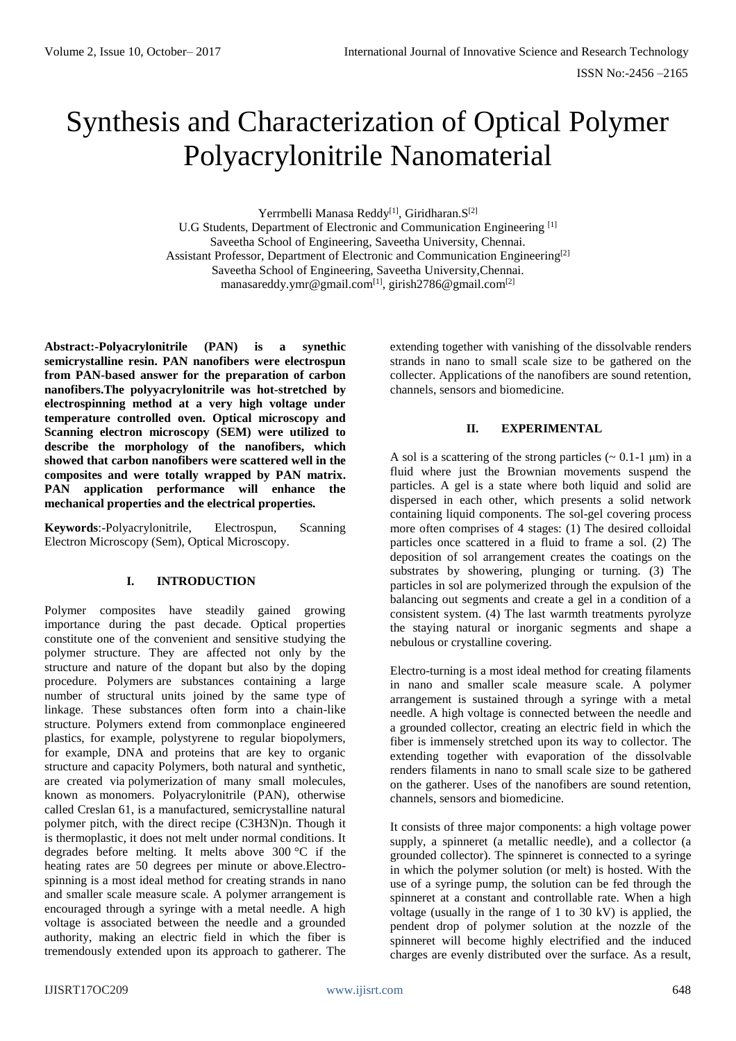# Synthesis and Characterization of Optical Polymer Polyacrylonitrile Nanomaterial

Yerrmbelli Manasa Reddy[1], Giridharan.S[2]
U.G Students, Department of Electronic and Communication Engineering [1]
Saveetha School of Engineering, Saveetha University, Chennai.
Assistant Professor, Department of Electronic and Communication Engineering[2]
Saveetha School of Engineering, Saveetha University,Chennai.
manasareddy.ymr@gmail.com[1], girish2786@gmail.com[2]

**Abstract:-Polyacrylonitrile (PAN) is a synethic semicrystalline resin. PAN nanofibers were electrospun from PAN-based answer for the preparation of carbon nanofibers.The polyyacrylonitrile was hot-stretched by electrospinning method at a very high voltage under temperature controlled oven. Optical microscopy and Scanning electron microscopy (SEM) were utilized to describe the morphology of the nanofibers, which showed that carbon nanofibers were scattered well in the composites and were totally wrapped by PAN matrix. PAN application performance will enhance the mechanical properties and the electrical properties.**

**Keywords**:-Polyacrylonitrile, Electrospun, Scanning Electron Microscopy (Sem), Optical Microscopy.

## I. INTRODUCTION

Polymer composites have steadily gained growing importance during the past decade. Optical properties constitute one of the convenient and sensitive studying the polymer structure. They are affected not only by the structure and nature of the dopant but also by the doping procedure. Polymers are substances containing a large number of structural units joined by the same type of linkage. These substances often form into a chain-like structure. Polymers extend from commonplace engineered plastics, for example, polystyrene to regular biopolymers, for example, DNA and proteins that are key to organic structure and capacity Polymers, both natural and synthetic, are created via polymerization of many small molecules, known as monomers. Polyacrylonitrile (PAN), otherwise called Creslan 61, is a manufactured, semicrystalline natural polymer pitch, with the direct recipe $(C_3H_3N)_n$. Though it is thermoplastic, it does not melt under normal conditions. It degrades before melting. It melts above 300 °C if the heating rates are 50 degrees per minute or above.Electro-spinning is a most ideal method for creating strands in nano and smaller scale measure scale. A polymer arrangement is encouraged through a syringe with a metal needle. A high voltage is associated between the needle and a grounded authority, making an electric field in which the fiber is tremendously extended upon its approach to gatherer. The extending together with vanishing of the dissolvable renders strands in nano to small scale size to be gathered on the collecter. Applications of the nanofibers are sound retention, channels, sensors and biomedicine.

## II. EXPERIMENTAL

A sol is a scattering of the strong particles (~ 0.1-1 μm) in a fluid where just the Brownian movements suspend the particles. A gel is a state where both liquid and solid are dispersed in each other, which presents a solid network containing liquid components. The sol-gel covering process more often comprises of 4 stages: (1) The desired colloidal particles once scattered in a fluid to frame a sol. (2) The deposition of sol arrangement creates the coatings on the substrates by showering, plunging or turning. (3) The particles in sol are polymerized through the expulsion of the balancing out segments and create a gel in a condition of a consistent system. (4) The last warmth treatments pyrolyze the staying natural or inorganic segments and shape a nebulous or crystalline covering.

Electro-turning is a most ideal method for creating filaments in nano and smaller scale measure scale. A polymer arrangement is sustained through a syringe with a metal needle. A high voltage is connected between the needle and a grounded collector, creating an electric field in which the fiber is immensely stretched upon its way to collector. The extending together with evaporation of the dissolvable renders filaments in nano to small scale size to be gathered on the gatherer. Uses of the nanofibers are sound retention, channels, sensors and biomedicine.

It consists of three major components: a high voltage power supply, a spinneret (a metallic needle), and a collector (a grounded collector). The spinneret is connected to a syringe in which the polymer solution (or melt) is hosted. With the use of a syringe pump, the solution can be fed through the spinneret at a constant and controllable rate. When a high voltage (usually in the range of 1 to 30 kV) is applied, the pendent drop of polymer solution at the nozzle of the spinneret will become highly electrified and the induced charges are evenly distributed over the surface. As a result,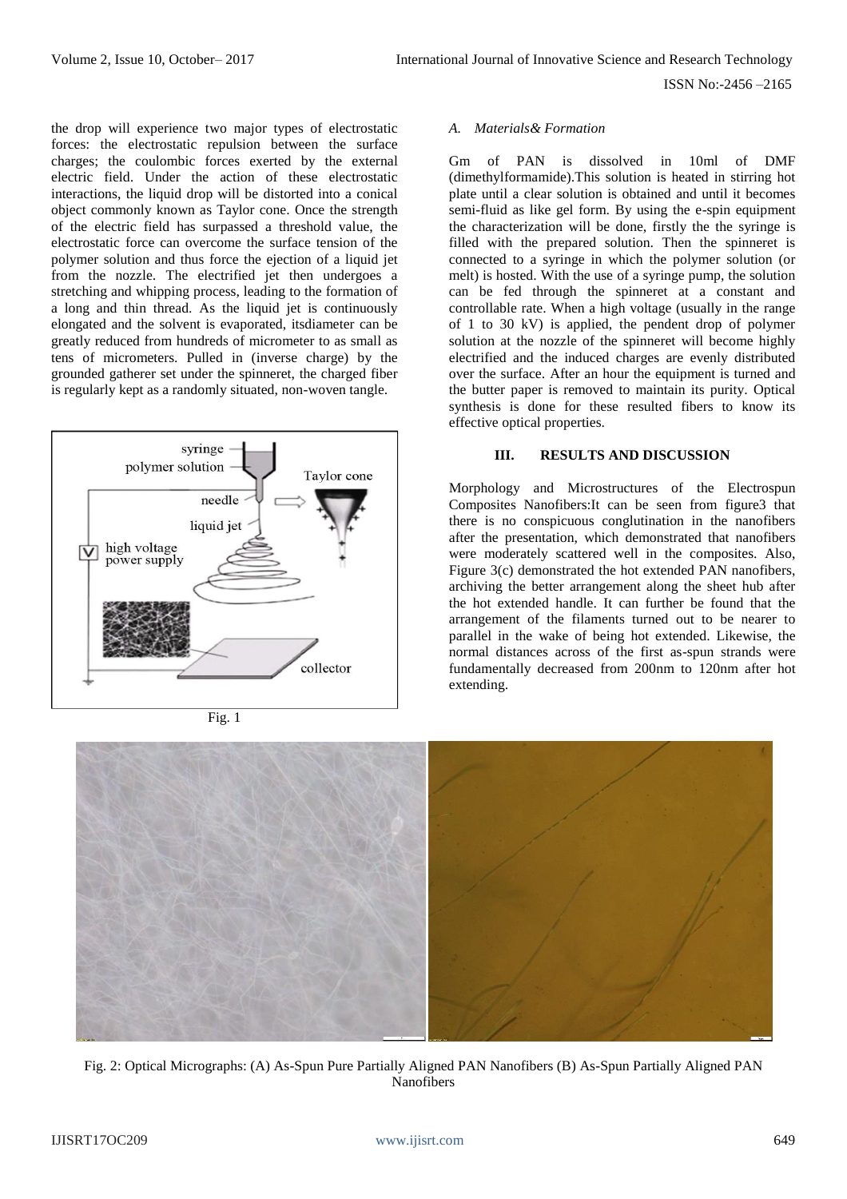the drop will experience two major types of electrostatic forces: the electrostatic repulsion between the surface charges; the coulombic forces exerted by the external electric field. Under the action of these electrostatic interactions, the liquid drop will be distorted into a conical object commonly known as Taylor cone. Once the strength of the electric field has surpassed a threshold value, the electrostatic force can overcome the surface tension of the polymer solution and thus force the ejection of a liquid jet from the nozzle. The electrified jet then undergoes a stretching and whipping process, leading to the formation of a long and thin thread. As the liquid jet is continuously elongated and the solvent is evaporated, itsdiameter can be greatly reduced from hundreds of micrometer to as small as tens of micrometers. Pulled in (inverse charge) by the grounded gatherer set under the spinneret, the charged fiber is regularly kept as a randomly situated, non-woven tangle.

Fig. 1

*A. Materials& Formation*

Gm of PAN is dissolved in 10ml of DMF (dimethylformamide).This solution is heated in stirring hot plate until a clear solution is obtained and until it becomes semi-fluid as like gel form. By using the e-spin equipment the characterization will be done, firstly the the syringe is filled with the prepared solution. Then the spinneret is connected to a syringe in which the polymer solution (or melt) is hosted. With the use of a syringe pump, the solution can be fed through the spinneret at a constant and controllable rate. When a high voltage (usually in the range of 1 to 30 kV) is applied, the pendent drop of polymer solution at the nozzle of the spinneret will become highly electrified and the induced charges are evenly distributed over the surface. After an hour the equipment is turned and the butter paper is removed to maintain its purity. Optical synthesis is done for these resulted fibers to know its effective optical properties.

## III. RESULTS AND DISCUSSION

Morphology and Microstructures of the Electrospun Composites Nanofibers:It can be seen from figure3 that there is no conspicuous conglutination in the nanofibers after the presentation, which demonstrated that nanofibers were moderately scattered well in the composites. Also, Figure 3(c) demonstrated the hot extended PAN nanofibers, archiving the better arrangement along the sheet hub after the hot extended handle. It can further be found that the arrangement of the filaments turned out to be nearer to parallel in the wake of being hot extended. Likewise, the normal distances across of the first as-spun strands were fundamentally decreased from 200nm to 120nm after hot extending.

Fig. 2: Optical Micrographs: (A) As-Spun Pure Partially Aligned PAN Nanofibers (B) As-Spun Partially Aligned PAN Nanofibers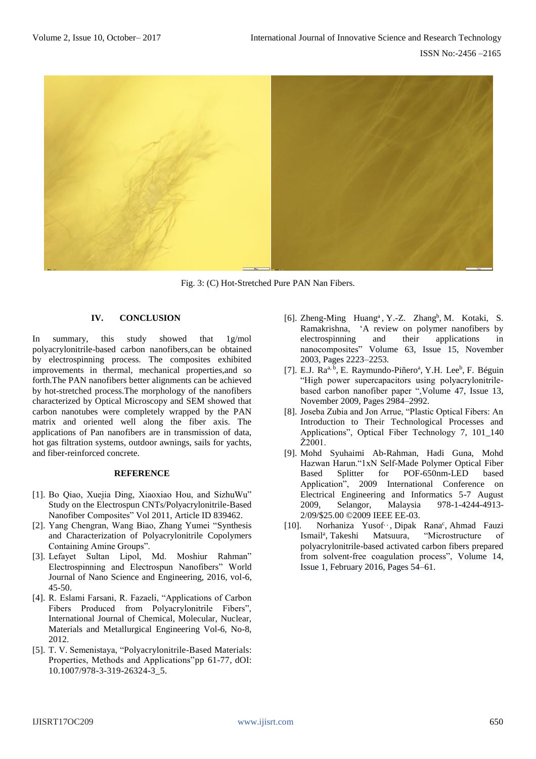Fig. 3: (C) Hot-Stretched Pure PAN Nan Fibers.

## IV. CONCLUSION

In summary, this study showed that 1g/mol polyacrylonitrile-based carbon nanofibers,can be obtained by electrospinning process. The composites exhibited improvements in thermal, mechanical properties,and so forth.The PAN nanofibers better alignments can be achieved by hot-stretched process.The morphology of the nanofibers characterized by Optical Microscopy and SEM showed that carbon nanotubes were completely wrapped by the PAN matrix and oriented well along the fiber axis. The applications of Pan nanofibers are in transmission of data, hot gas filtration systems, outdoor awnings, sails for yachts, and fiber-reinforced concrete.

## REFERENCE

[1]. Bo Qiao, Xuejia Ding, Xiaoxiao Hou, and SizhuWu" Study on the Electrospun CNTs/Polyacrylonitrile-Based Nanofiber Composites" Vol 2011, Article ID 839462.

[2]. Yang Chengran, Wang Biao, Zhang Yumei "Synthesis and Characterization of Polyacrylonitrile Copolymers Containing Amine Groups".

[3]. Lefayet Sultan Lipol, Md. Moshiur Rahman" Electrospinning and Electrospun Nanofibers" World Journal of Nano Science and Engineering, 2016, vol-6, 45-50.

[4]. R. Eslami Farsani, R. Fazaeli, "Applications of Carbon Fibers Produced from Polyacrylonitrile Fibers", International Journal of Chemical, Molecular, Nuclear, Materials and Metallurgical Engineering Vol-6, No-8, 2012.

[5]. T. V. Semenistaya, "Polyacrylonitrile-Based Materials: Properties, Methods and Applications"pp 61-77, dOI: 10.1007/978-3-319-26324-3_5.

[6]. Zheng-Ming Huang[a], Y.-Z. Zhang[b], M. Kotaki, S. Ramakrishna, 'A review on polymer nanofibers by electrospinning and their applications in nanocomposites" Volume 63, Issue 15, November 2003, Pages 2223–2253.

[7]. E.J. Ra[a, b], E. Raymundo-Piñero[a], Y.H. Lee[b], F. Béguin "High power supercapacitors using polyacrylonitrile-based carbon nanofiber paper ",Volume 47, Issue 13, November 2009, Pages 2984–2992.

[8]. Joseba Zubia and Jon Arrue, "Plastic Optical Fibers: An Introduction to Their Technological Processes and Applications", Optical Fiber Technology 7, 101_140 Ž2001.

[9]. Mohd Syuhaimi Ab-Rahman, Hadi Guna, Mohd Hazwan Harun."1xN Self-Made Polymer Optical Fiber Based Splitter for POF-650nm-LED based Application", 2009 International Conference on Electrical Engineering and Informatics 5-7 August 2009, Selangor, Malaysia 978-1-4244-4913-2/09/$25.00 ©2009 IEEE EE-03.

[10]. Norhaniza Yusof, Dipak Rana[c], Ahmad Fauzi Ismail[a], Takeshi Matsuura, "Microstructure of polyacrylonitrile-based activated carbon fibers prepared from solvent-free coagulation process", Volume 14, Issue 1, February 2016, Pages 54–61.